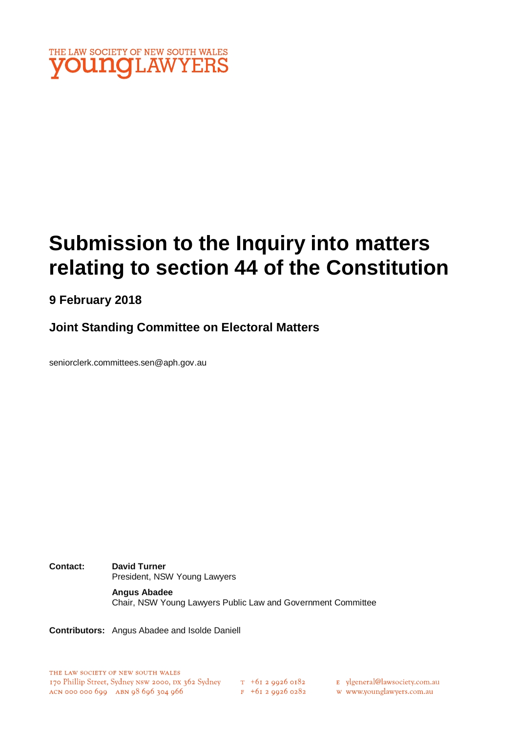THE LAW SOCIETY OF NEW SOUTH WALES
**young**LAWYERS

# Submission to the Inquiry into matters relating to section 44 of the Constitution

### 9 February 2018

### Joint Standing Committee on Electoral Matters

seniorclerk.committees.sen@aph.gov.au

**Contact:** **David Turner**
President, NSW Young Lawyers

**Angus Abadee**
Chair, NSW Young Lawyers Public Law and Government Committee

**Contributors:** Angus Abadee and Isolde Daniell

THE LAW SOCIETY OF NEW SOUTH WALES
170 Phillip Street, Sydney NSW 2000, DX 362 Sydney
ACN 000 000 699 ABN 98 696 304 966
T +61 2 9926 0182
F +61 2 9926 0282
E ylgeneral@lawsociety.com.au
W www.younglawyers.com.au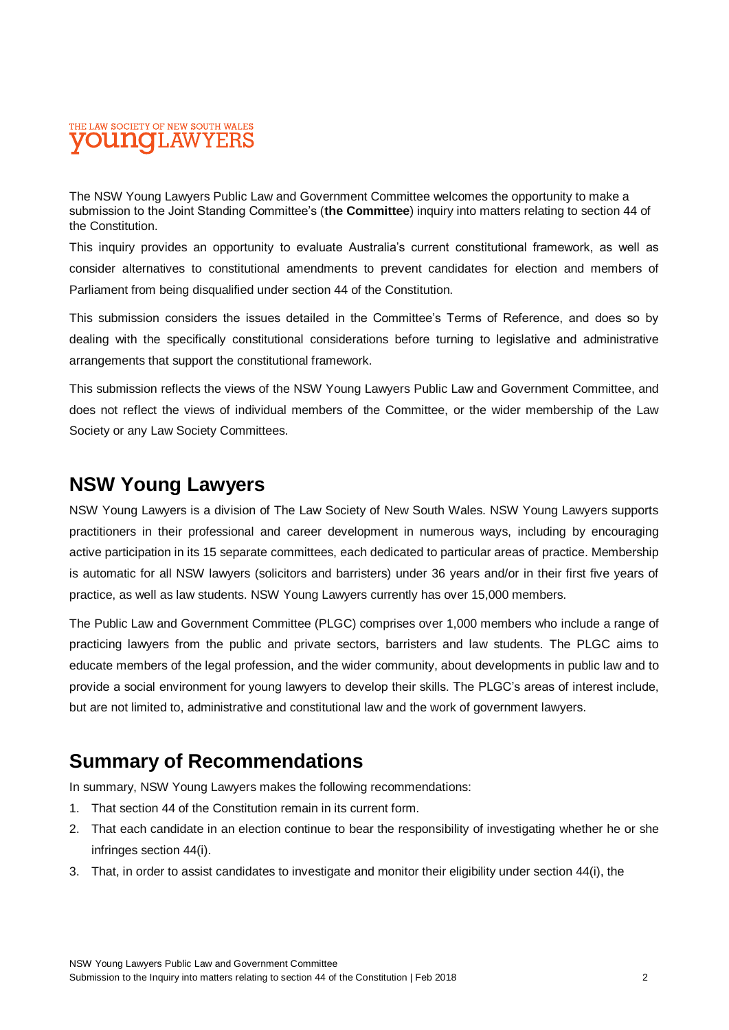The NSW Young Lawyers Public Law and Government Committee welcomes the opportunity to make a submission to the Joint Standing Committee's (**the Committee**) inquiry into matters relating to section 44 of the Constitution.

This inquiry provides an opportunity to evaluate Australia's current constitutional framework, as well as consider alternatives to constitutional amendments to prevent candidates for election and members of Parliament from being disqualified under section 44 of the Constitution.

This submission considers the issues detailed in the Committee's Terms of Reference, and does so by dealing with the specifically constitutional considerations before turning to legislative and administrative arrangements that support the constitutional framework.

This submission reflects the views of the NSW Young Lawyers Public Law and Government Committee, and does not reflect the views of individual members of the Committee, or the wider membership of the Law Society or any Law Society Committees.

## NSW Young Lawyers

NSW Young Lawyers is a division of The Law Society of New South Wales. NSW Young Lawyers supports practitioners in their professional and career development in numerous ways, including by encouraging active participation in its 15 separate committees, each dedicated to particular areas of practice. Membership is automatic for all NSW lawyers (solicitors and barristers) under 36 years and/or in their first five years of practice, as well as law students. NSW Young Lawyers currently has over 15,000 members.

The Public Law and Government Committee (PLGC) comprises over 1,000 members who include a range of practicing lawyers from the public and private sectors, barristers and law students. The PLGC aims to educate members of the legal profession, and the wider community, about developments in public law and to provide a social environment for young lawyers to develop their skills. The PLGC's areas of interest include, but are not limited to, administrative and constitutional law and the work of government lawyers.

## Summary of Recommendations

In summary, NSW Young Lawyers makes the following recommendations:

1. That section 44 of the Constitution remain in its current form.
2. That each candidate in an election continue to bear the responsibility of investigating whether he or she infringes section 44(i).
3. That, in order to assist candidates to investigate and monitor their eligibility under section 44(i), the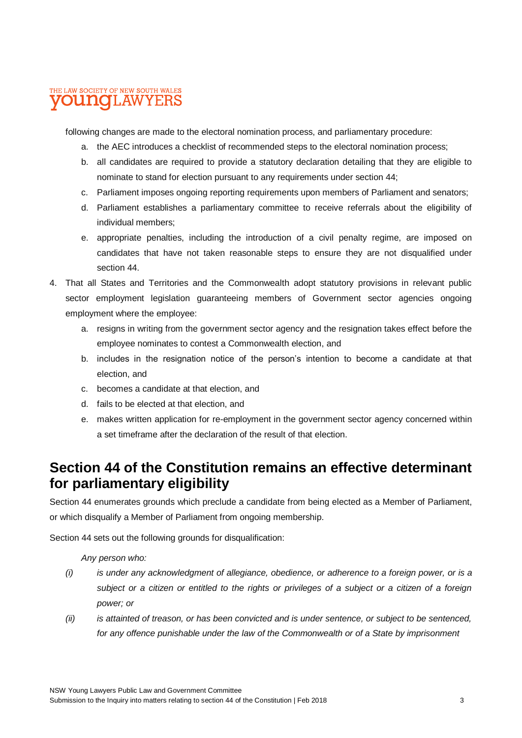following changes are made to the electoral nomination process, and parliamentary procedure:

   a. the AEC introduces a checklist of recommended steps to the electoral nomination process;
   b. all candidates are required to provide a statutory declaration detailing that they are eligible to nominate to stand for election pursuant to any requirements under section 44;
   c. Parliament imposes ongoing reporting requirements upon members of Parliament and senators;
   d. Parliament establishes a parliamentary committee to receive referrals about the eligibility of individual members;
   e. appropriate penalties, including the introduction of a civil penalty regime, are imposed on candidates that have not taken reasonable steps to ensure they are not disqualified under section 44.

4. That all States and Territories and the Commonwealth adopt statutory provisions in relevant public sector employment legislation guaranteeing members of Government sector agencies ongoing employment where the employee:
   a. resigns in writing from the government sector agency and the resignation takes effect before the employee nominates to contest a Commonwealth election, and
   b. includes in the resignation notice of the person's intention to become a candidate at that election, and
   c. becomes a candidate at that election, and
   d. fails to be elected at that election, and
   e. makes written application for re-employment in the government sector agency concerned within a set timeframe after the declaration of the result of that election.

## Section 44 of the Constitution remains an effective determinant for parliamentary eligibility

Section 44 enumerates grounds which preclude a candidate from being elected as a Member of Parliament, or which disqualify a Member of Parliament from ongoing membership.

Section 44 sets out the following grounds for disqualification:

*Any person who:*

*(i) is under any acknowledgment of allegiance, obedience, or adherence to a foreign power, or is a subject or a citizen or entitled to the rights or privileges of a subject or a citizen of a foreign power; or*

*(ii) is attainted of treason, or has been convicted and is under sentence, or subject to be sentenced, for any offence punishable under the law of the Commonwealth or of a State by imprisonment*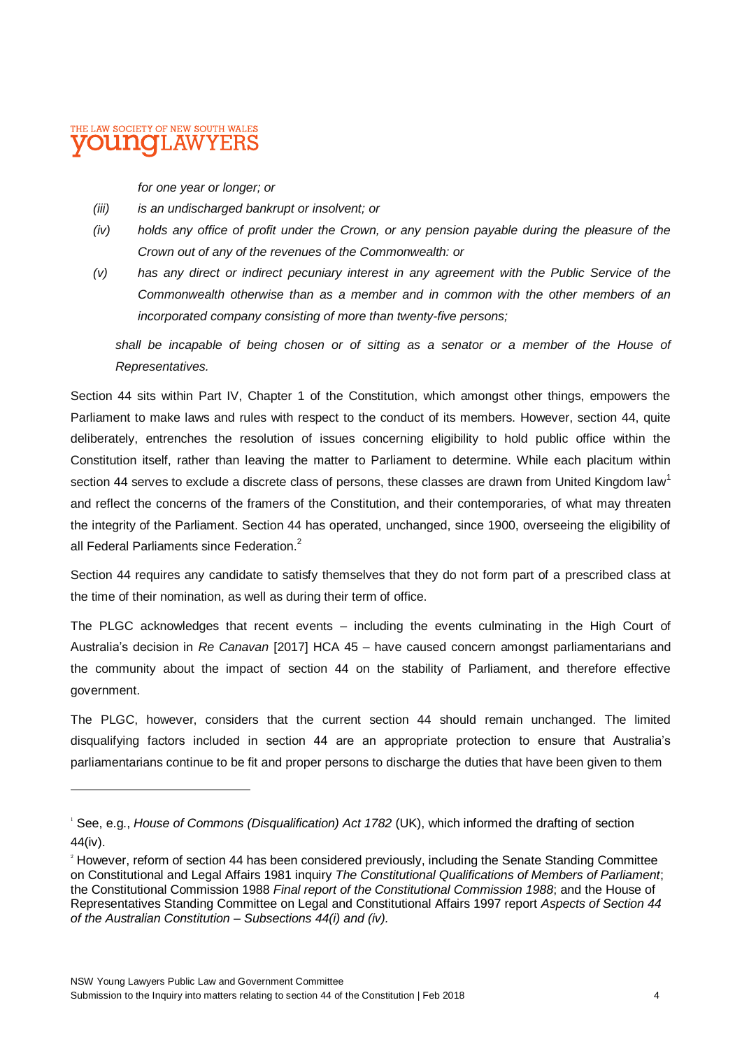*for one year or longer; or*

*(iii) is an undischarged bankrupt or insolvent; or*

*(iv) holds any office of profit under the Crown, or any pension payable during the pleasure of the Crown out of any of the revenues of the Commonwealth: or*

*(v) has any direct or indirect pecuniary interest in any agreement with the Public Service of the Commonwealth otherwise than as a member and in common with the other members of an incorporated company consisting of more than twenty-five persons;*

*shall be incapable of being chosen or of sitting as a senator or a member of the House of Representatives.*

Section 44 sits within Part IV, Chapter 1 of the Constitution, which amongst other things, empowers the Parliament to make laws and rules with respect to the conduct of its members. However, section 44, quite deliberately, entrenches the resolution of issues concerning eligibility to hold public office within the Constitution itself, rather than leaving the matter to Parliament to determine. While each placitum within section 44 serves to exclude a discrete class of persons, these classes are drawn from United Kingdom law[1] and reflect the concerns of the framers of the Constitution, and their contemporaries, of what may threaten the integrity of the Parliament. Section 44 has operated, unchanged, since 1900, overseeing the eligibility of all Federal Parliaments since Federation.[2]

Section 44 requires any candidate to satisfy themselves that they do not form part of a prescribed class at the time of their nomination, as well as during their term of office.

The PLGC acknowledges that recent events – including the events culminating in the High Court of Australia's decision in *Re Canavan* [2017] HCA 45 – have caused concern amongst parliamentarians and the community about the impact of section 44 on the stability of Parliament, and therefore effective government.

The PLGC, however, considers that the current section 44 should remain unchanged. The limited disqualifying factors included in section 44 are an appropriate protection to ensure that Australia's parliamentarians continue to be fit and proper persons to discharge the duties that have been given to them

---

[1] See, e.g., *House of Commons (Disqualification) Act 1782* (UK), which informed the drafting of section 44(iv).

[2] However, reform of section 44 has been considered previously, including the Senate Standing Committee on Constitutional and Legal Affairs 1981 inquiry *The Constitutional Qualifications of Members of Parliament*; the Constitutional Commission 1988 *Final report of the Constitutional Commission 1988*; and the House of Representatives Standing Committee on Legal and Constitutional Affairs 1997 report *Aspects of Section 44 of the Australian Constitution – Subsections 44(i) and (iv).*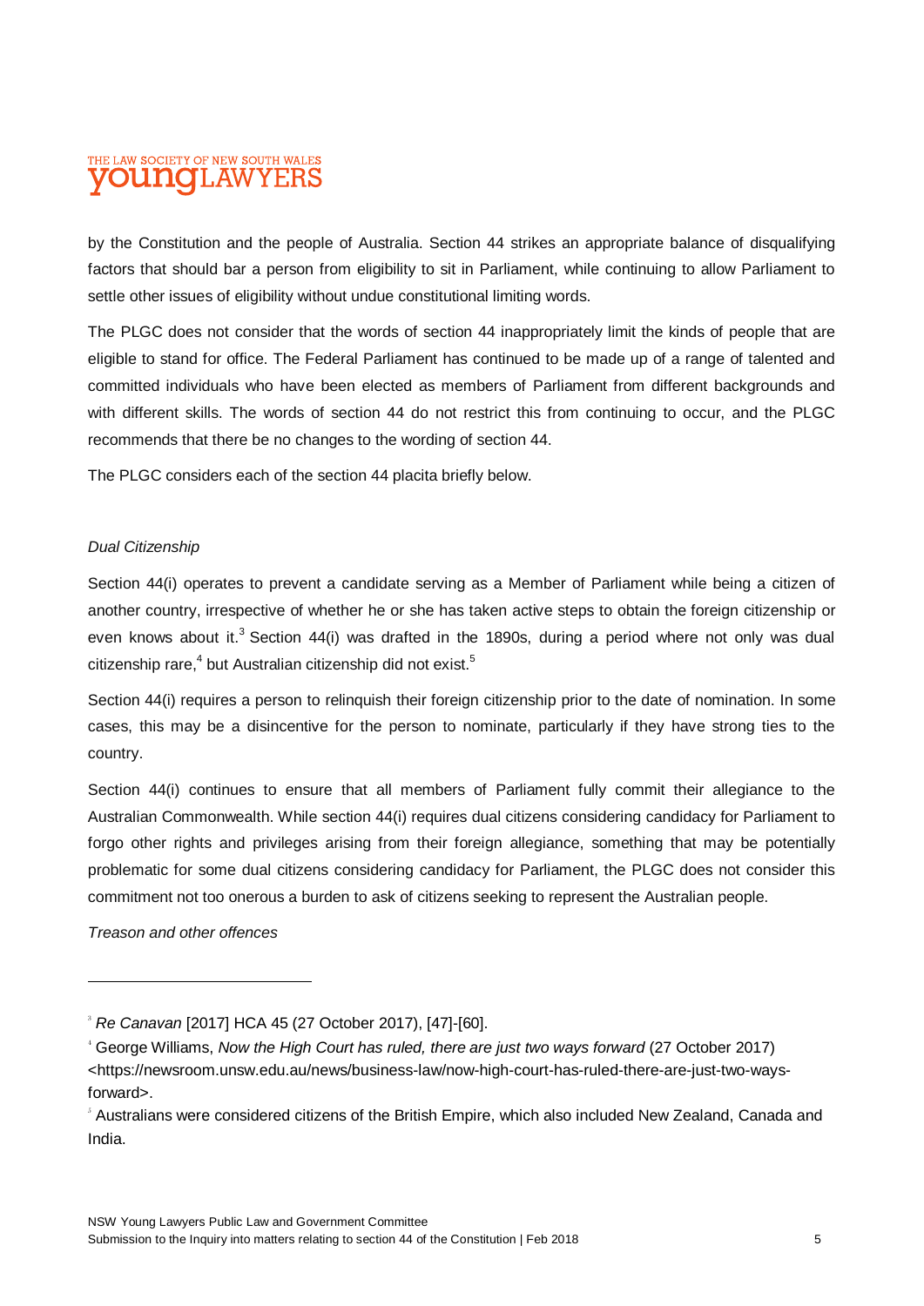by the Constitution and the people of Australia. Section 44 strikes an appropriate balance of disqualifying factors that should bar a person from eligibility to sit in Parliament, while continuing to allow Parliament to settle other issues of eligibility without undue constitutional limiting words.

The PLGC does not consider that the words of section 44 inappropriately limit the kinds of people that are eligible to stand for office. The Federal Parliament has continued to be made up of a range of talented and committed individuals who have been elected as members of Parliament from different backgrounds and with different skills. The words of section 44 do not restrict this from continuing to occur, and the PLGC recommends that there be no changes to the wording of section 44.

The PLGC considers each of the section 44 placita briefly below.

*Dual Citizenship*

Section 44(i) operates to prevent a candidate serving as a Member of Parliament while being a citizen of another country, irrespective of whether he or she has taken active steps to obtain the foreign citizenship or even knows about it.[3] Section 44(i) was drafted in the 1890s, during a period where not only was dual citizenship rare,[4] but Australian citizenship did not exist.[5]

Section 44(i) requires a person to relinquish their foreign citizenship prior to the date of nomination. In some cases, this may be a disincentive for the person to nominate, particularly if they have strong ties to the country.

Section 44(i) continues to ensure that all members of Parliament fully commit their allegiance to the Australian Commonwealth. While section 44(i) requires dual citizens considering candidacy for Parliament to forgo other rights and privileges arising from their foreign allegiance, something that may be potentially problematic for some dual citizens considering candidacy for Parliament, the PLGC does not consider this commitment not too onerous a burden to ask of citizens seeking to represent the Australian people.

*Treason and other offences*

---

[3] *Re Canavan* [2017] HCA 45 (27 October 2017), [47]-[60].

[4] George Williams, *Now the High Court has ruled, there are just two ways forward* (27 October 2017) <https://newsroom.unsw.edu.au/news/business-law/now-high-court-has-ruled-there-are-just-two-ways-forward>.

[5] Australians were considered citizens of the British Empire, which also included New Zealand, Canada and India.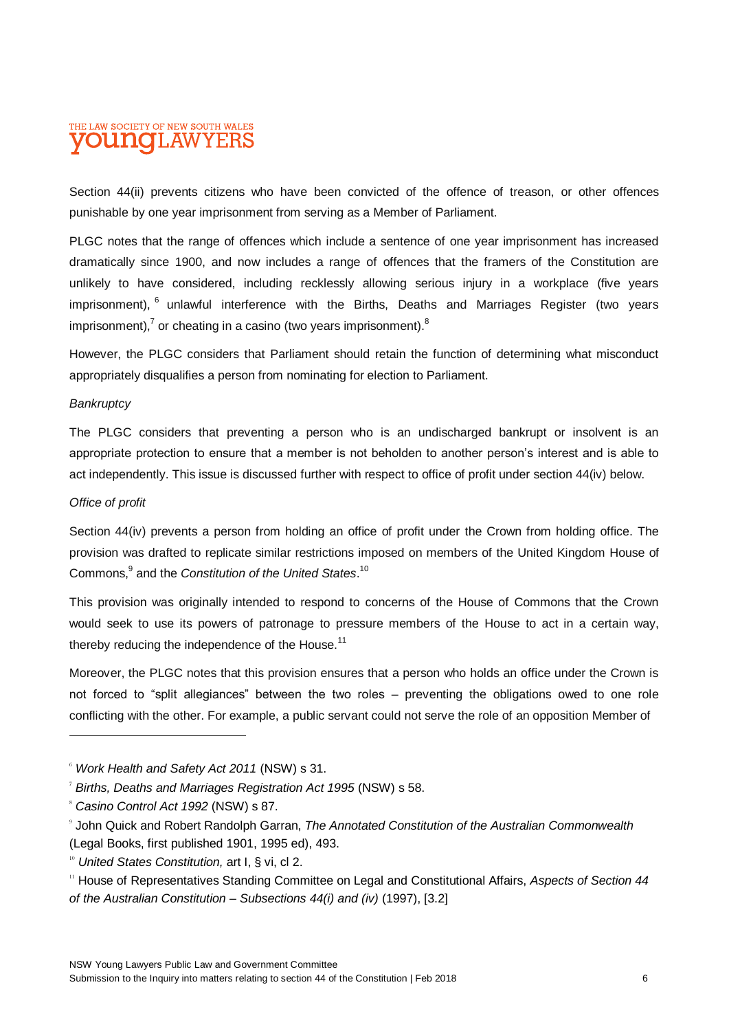Section 44(ii) prevents citizens who have been convicted of the offence of treason, or other offences punishable by one year imprisonment from serving as a Member of Parliament.

PLGC notes that the range of offences which include a sentence of one year imprisonment has increased dramatically since 1900, and now includes a range of offences that the framers of the Constitution are unlikely to have considered, including recklessly allowing serious injury in a workplace (five years imprisonment),[6] unlawful interference with the Births, Deaths and Marriages Register (two years imprisonment),[7] or cheating in a casino (two years imprisonment).[8]

However, the PLGC considers that Parliament should retain the function of determining what misconduct appropriately disqualifies a person from nominating for election to Parliament.

*Bankruptcy*

The PLGC considers that preventing a person who is an undischarged bankrupt or insolvent is an appropriate protection to ensure that a member is not beholden to another person's interest and is able to act independently. This issue is discussed further with respect to office of profit under section 44(iv) below.

*Office of profit*

Section 44(iv) prevents a person from holding an office of profit under the Crown from holding office. The provision was drafted to replicate similar restrictions imposed on members of the United Kingdom House of Commons,[9] and the *Constitution of the United States*.[10]

This provision was originally intended to respond to concerns of the House of Commons that the Crown would seek to use its powers of patronage to pressure members of the House to act in a certain way, thereby reducing the independence of the House.[11]

Moreover, the PLGC notes that this provision ensures that a person who holds an office under the Crown is not forced to "split allegiances" between the two roles – preventing the obligations owed to one role conflicting with the other. For example, a public servant could not serve the role of an opposition Member of

---

[6] *Work Health and Safety Act 2011* (NSW) s 31.

[7] *Births, Deaths and Marriages Registration Act 1995* (NSW) s 58.

[8] *Casino Control Act 1992* (NSW) s 87.

[9] John Quick and Robert Randolph Garran, *The Annotated Constitution of the Australian Commonwealth* (Legal Books, first published 1901, 1995 ed), 493.

[10] *United States Constitution,* art I, § vi, cl 2.

[11] House of Representatives Standing Committee on Legal and Constitutional Affairs, *Aspects of Section 44 of the Australian Constitution – Subsections 44(i) and (iv)* (1997), [3.2]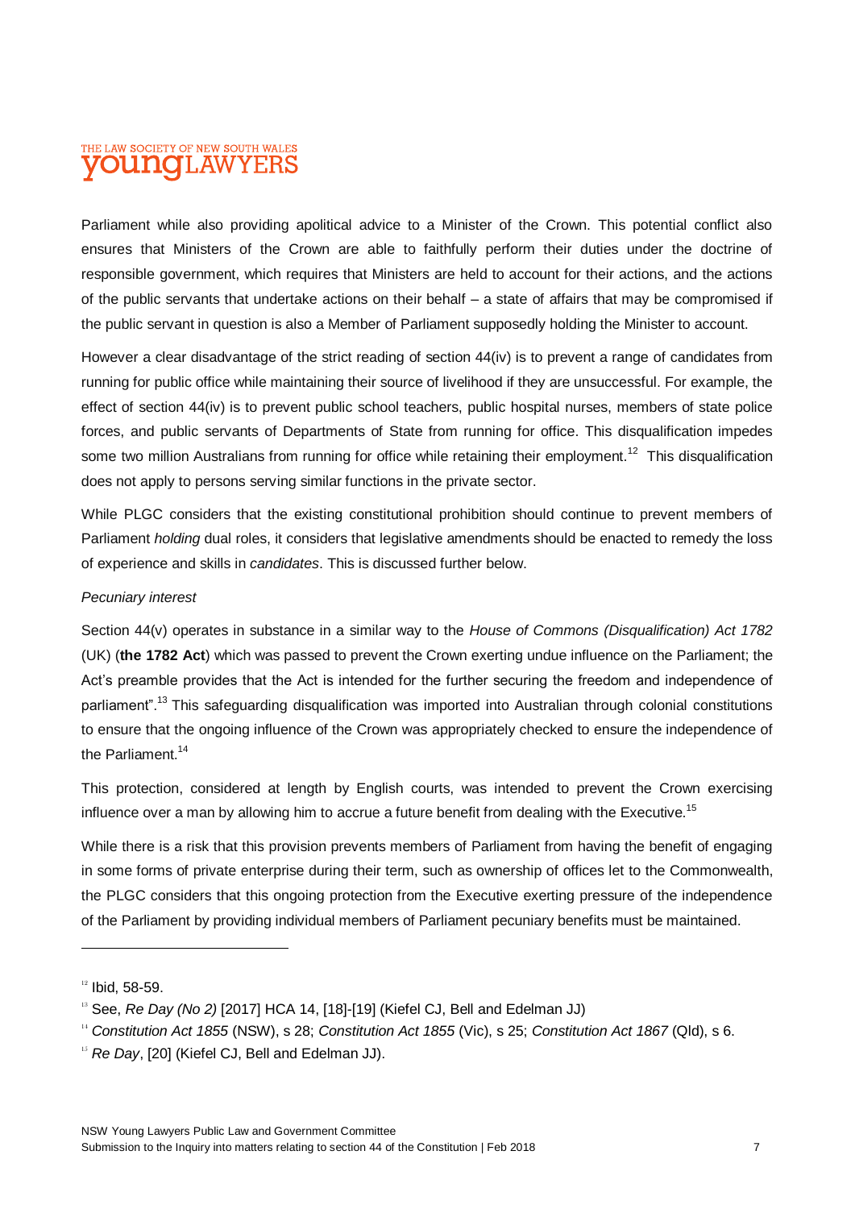Parliament while also providing apolitical advice to a Minister of the Crown. This potential conflict also ensures that Ministers of the Crown are able to faithfully perform their duties under the doctrine of responsible government, which requires that Ministers are held to account for their actions, and the actions of the public servants that undertake actions on their behalf – a state of affairs that may be compromised if the public servant in question is also a Member of Parliament supposedly holding the Minister to account.

However a clear disadvantage of the strict reading of section 44(iv) is to prevent a range of candidates from running for public office while maintaining their source of livelihood if they are unsuccessful. For example, the effect of section 44(iv) is to prevent public school teachers, public hospital nurses, members of state police forces, and public servants of Departments of State from running for office. This disqualification impedes some two million Australians from running for office while retaining their employment.[12] This disqualification does not apply to persons serving similar functions in the private sector.

While PLGC considers that the existing constitutional prohibition should continue to prevent members of Parliament *holding* dual roles, it considers that legislative amendments should be enacted to remedy the loss of experience and skills in *candidates*. This is discussed further below.

*Pecuniary interest*

Section 44(v) operates in substance in a similar way to the *House of Commons (Disqualification) Act 1782* (UK) (**the 1782 Act**) which was passed to prevent the Crown exerting undue influence on the Parliament; the Act's preamble provides that the Act is intended for the further securing the freedom and independence of parliament".[13] This safeguarding disqualification was imported into Australian through colonial constitutions to ensure that the ongoing influence of the Crown was appropriately checked to ensure the independence of the Parliament.[14]

This protection, considered at length by English courts, was intended to prevent the Crown exercising influence over a man by allowing him to accrue a future benefit from dealing with the Executive.[15]

While there is a risk that this provision prevents members of Parliament from having the benefit of engaging in some forms of private enterprise during their term, such as ownership of offices let to the Commonwealth, the PLGC considers that this ongoing protection from the Executive exerting pressure of the independence of the Parliament by providing individual members of Parliament pecuniary benefits must be maintained.

---

[12] Ibid, 58-59.

[13] See, *Re Day (No 2)* [2017] HCA 14, [18]-[19] (Kiefel CJ, Bell and Edelman JJ)

[14] *Constitution Act 1855* (NSW), s 28; *Constitution Act 1855* (Vic), s 25; *Constitution Act 1867* (Qld), s 6.

[15] *Re Day*, [20] (Kiefel CJ, Bell and Edelman JJ).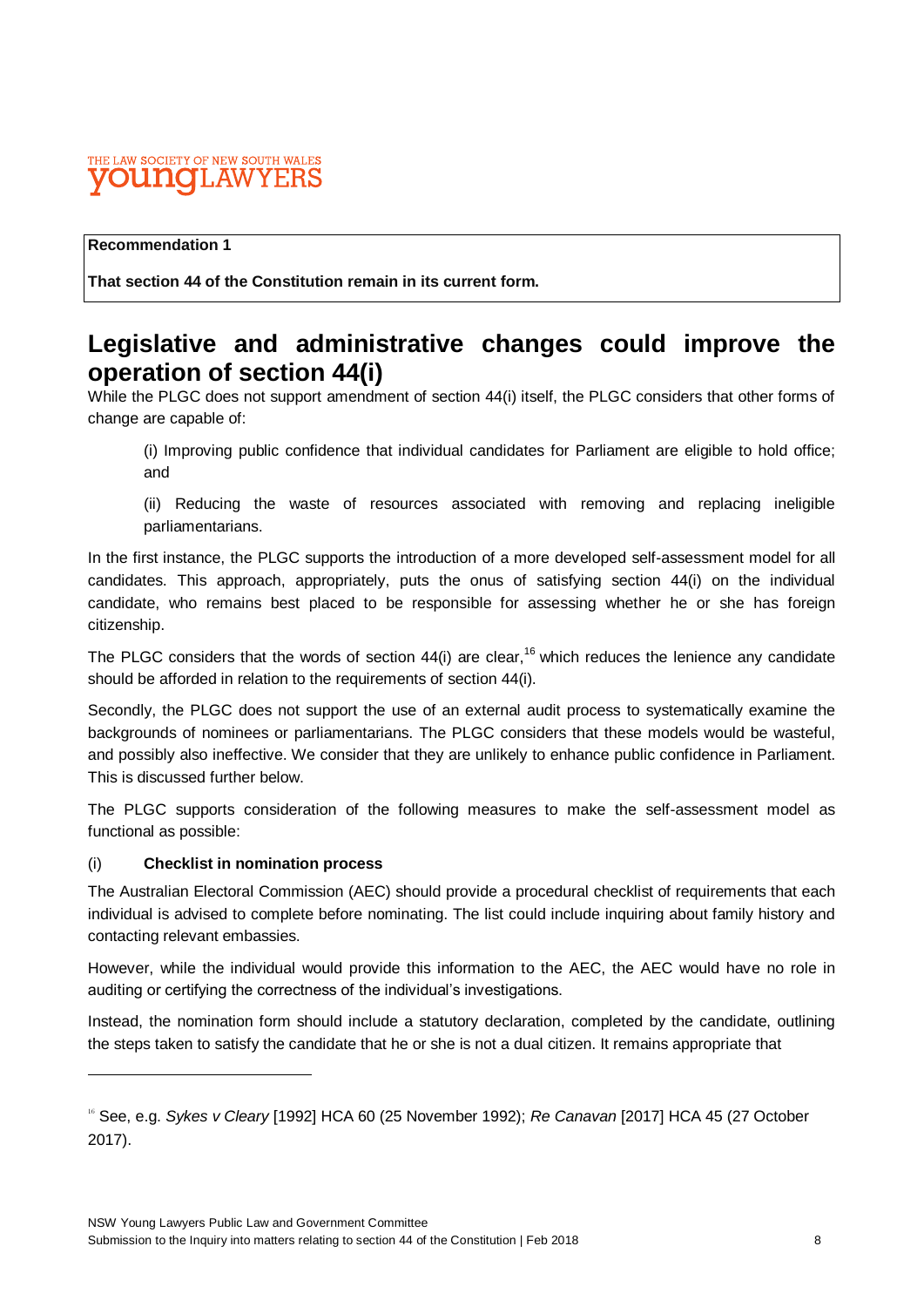**Recommendation 1**

**That section 44 of the Constitution remain in its current form.**

## Legislative and administrative changes could improve the operation of section 44(i)

While the PLGC does not support amendment of section 44(i) itself, the PLGC considers that other forms of change are capable of:

(i) Improving public confidence that individual candidates for Parliament are eligible to hold office; and

(ii) Reducing the waste of resources associated with removing and replacing ineligible parliamentarians.

In the first instance, the PLGC supports the introduction of a more developed self-assessment model for all candidates. This approach, appropriately, puts the onus of satisfying section 44(i) on the individual candidate, who remains best placed to be responsible for assessing whether he or she has foreign citizenship.

The PLGC considers that the words of section 44(i) are clear,[16] which reduces the lenience any candidate should be afforded in relation to the requirements of section 44(i).

Secondly, the PLGC does not support the use of an external audit process to systematically examine the backgrounds of nominees or parliamentarians. The PLGC considers that these models would be wasteful, and possibly also ineffective. We consider that they are unlikely to enhance public confidence in Parliament. This is discussed further below.

The PLGC supports consideration of the following measures to make the self-assessment model as functional as possible:

(i) **Checklist in nomination process**

The Australian Electoral Commission (AEC) should provide a procedural checklist of requirements that each individual is advised to complete before nominating. The list could include inquiring about family history and contacting relevant embassies.

However, while the individual would provide this information to the AEC, the AEC would have no role in auditing or certifying the correctness of the individual's investigations.

Instead, the nomination form should include a statutory declaration, completed by the candidate, outlining the steps taken to satisfy the candidate that he or she is not a dual citizen. It remains appropriate that

---

[16] See, e.g. *Sykes v Cleary* [1992] HCA 60 (25 November 1992); *Re Canavan* [2017] HCA 45 (27 October 2017).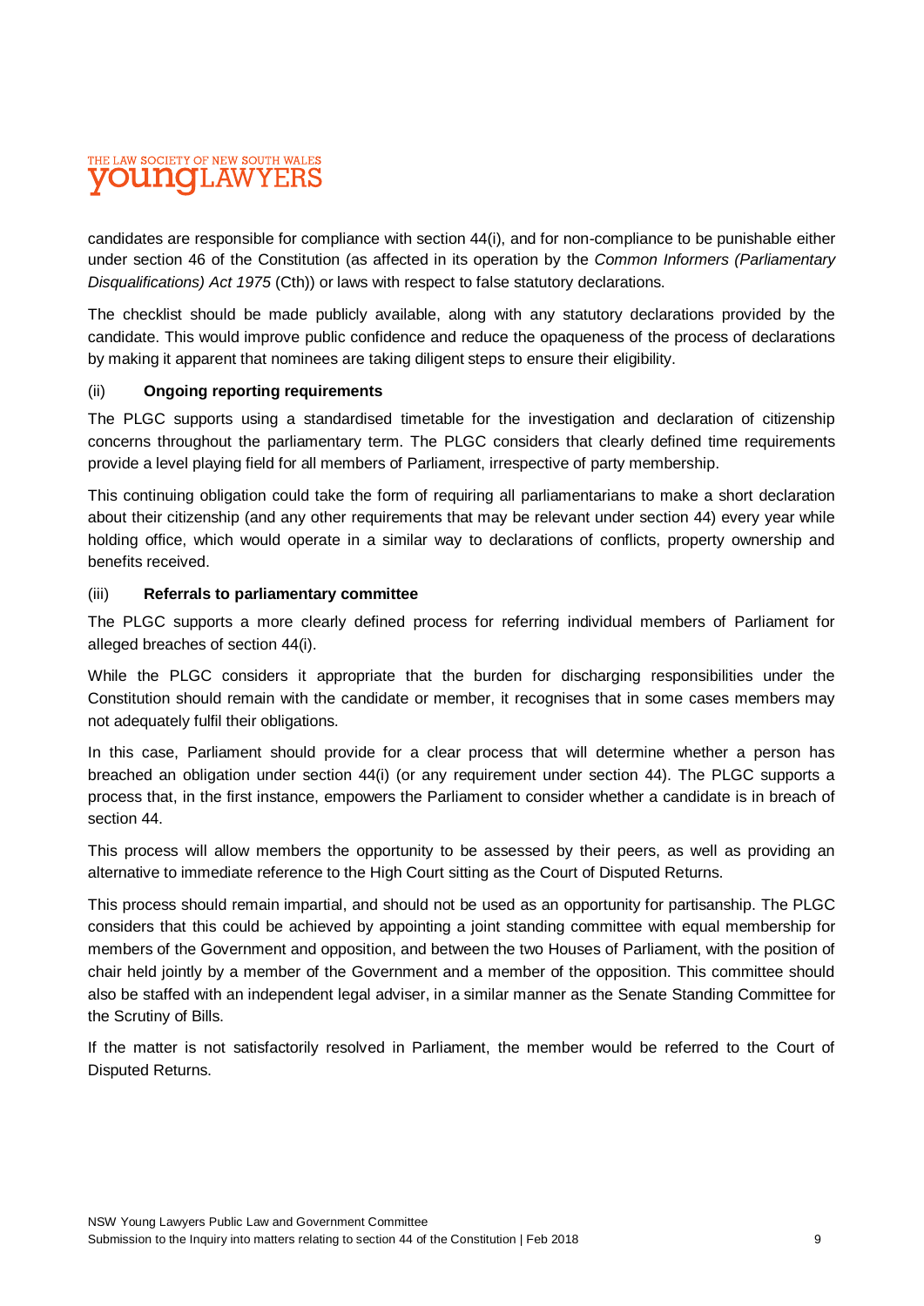candidates are responsible for compliance with section 44(i), and for non-compliance to be punishable either under section 46 of the Constitution (as affected in its operation by the *Common Informers (Parliamentary Disqualifications) Act 1975* (Cth)) or laws with respect to false statutory declarations.

The checklist should be made publicly available, along with any statutory declarations provided by the candidate. This would improve public confidence and reduce the opaqueness of the process of declarations by making it apparent that nominees are taking diligent steps to ensure their eligibility.

### (ii) **Ongoing reporting requirements**

The PLGC supports using a standardised timetable for the investigation and declaration of citizenship concerns throughout the parliamentary term. The PLGC considers that clearly defined time requirements provide a level playing field for all members of Parliament, irrespective of party membership.

This continuing obligation could take the form of requiring all parliamentarians to make a short declaration about their citizenship (and any other requirements that may be relevant under section 44) every year while holding office, which would operate in a similar way to declarations of conflicts, property ownership and benefits received.

### (iii) **Referrals to parliamentary committee**

The PLGC supports a more clearly defined process for referring individual members of Parliament for alleged breaches of section 44(i).

While the PLGC considers it appropriate that the burden for discharging responsibilities under the Constitution should remain with the candidate or member, it recognises that in some cases members may not adequately fulfil their obligations.

In this case, Parliament should provide for a clear process that will determine whether a person has breached an obligation under section 44(i) (or any requirement under section 44). The PLGC supports a process that, in the first instance, empowers the Parliament to consider whether a candidate is in breach of section 44.

This process will allow members the opportunity to be assessed by their peers, as well as providing an alternative to immediate reference to the High Court sitting as the Court of Disputed Returns.

This process should remain impartial, and should not be used as an opportunity for partisanship. The PLGC considers that this could be achieved by appointing a joint standing committee with equal membership for members of the Government and opposition, and between the two Houses of Parliament, with the position of chair held jointly by a member of the Government and a member of the opposition. This committee should also be staffed with an independent legal adviser, in a similar manner as the Senate Standing Committee for the Scrutiny of Bills.

If the matter is not satisfactorily resolved in Parliament, the member would be referred to the Court of Disputed Returns.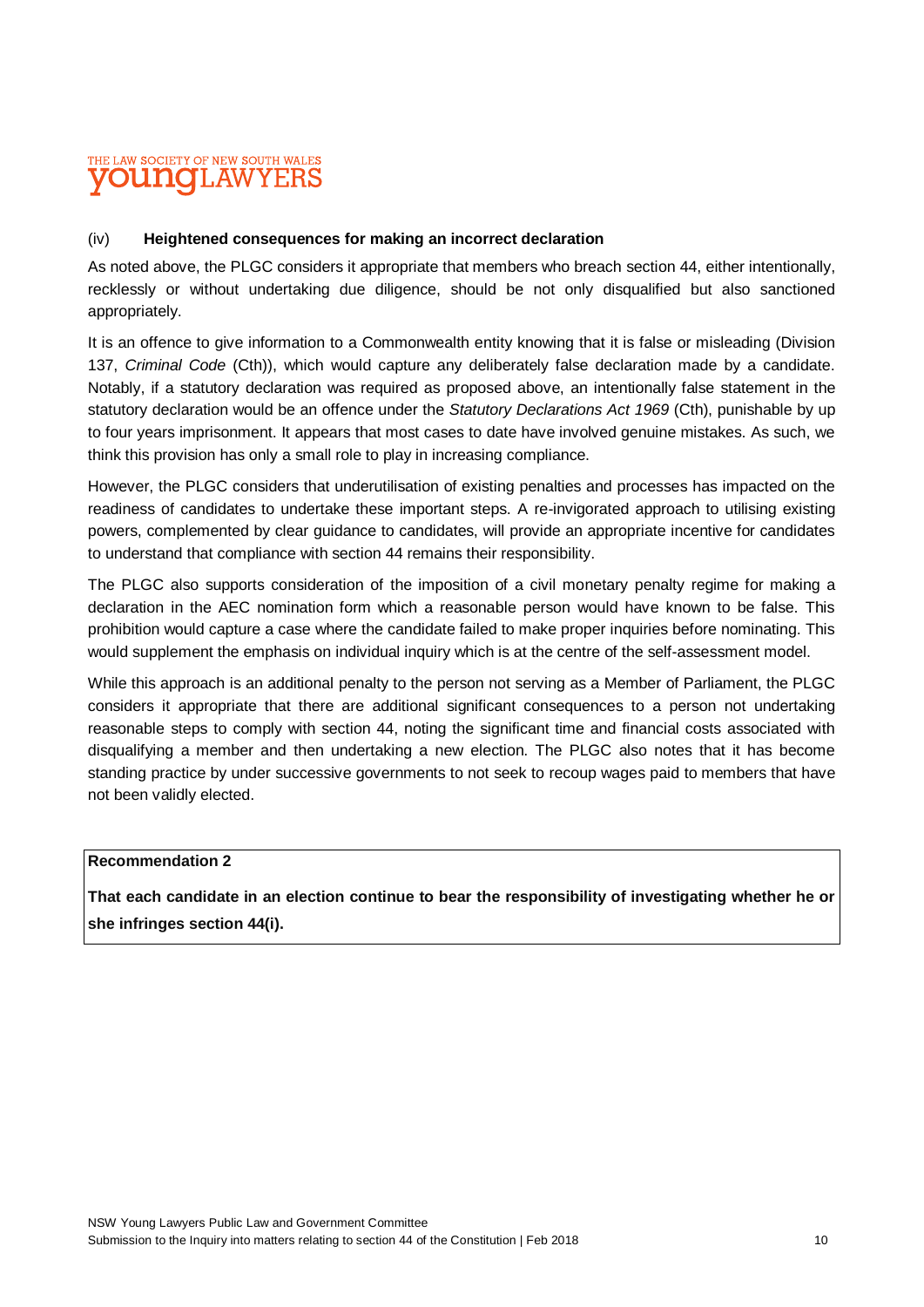### (iv) Heightened consequences for making an incorrect declaration

As noted above, the PLGC considers it appropriate that members who breach section 44, either intentionally, recklessly or without undertaking due diligence, should be not only disqualified but also sanctioned appropriately.

It is an offence to give information to a Commonwealth entity knowing that it is false or misleading (Division 137, *Criminal Code* (Cth)), which would capture any deliberately false declaration made by a candidate. Notably, if a statutory declaration was required as proposed above, an intentionally false statement in the statutory declaration would be an offence under the *Statutory Declarations Act 1969* (Cth), punishable by up to four years imprisonment. It appears that most cases to date have involved genuine mistakes. As such, we think this provision has only a small role to play in increasing compliance.

However, the PLGC considers that underutilisation of existing penalties and processes has impacted on the readiness of candidates to undertake these important steps. A re-invigorated approach to utilising existing powers, complemented by clear guidance to candidates, will provide an appropriate incentive for candidates to understand that compliance with section 44 remains their responsibility.

The PLGC also supports consideration of the imposition of a civil monetary penalty regime for making a declaration in the AEC nomination form which a reasonable person would have known to be false. This prohibition would capture a case where the candidate failed to make proper inquiries before nominating. This would supplement the emphasis on individual inquiry which is at the centre of the self-assessment model.

While this approach is an additional penalty to the person not serving as a Member of Parliament, the PLGC considers it appropriate that there are additional significant consequences to a person not undertaking reasonable steps to comply with section 44, noting the significant time and financial costs associated with disqualifying a member and then undertaking a new election. The PLGC also notes that it has become standing practice by under successive governments to not seek to recoup wages paid to members that have not been validly elected.

**Recommendation 2**

**That each candidate in an election continue to bear the responsibility of investigating whether he or she infringes section 44(i).**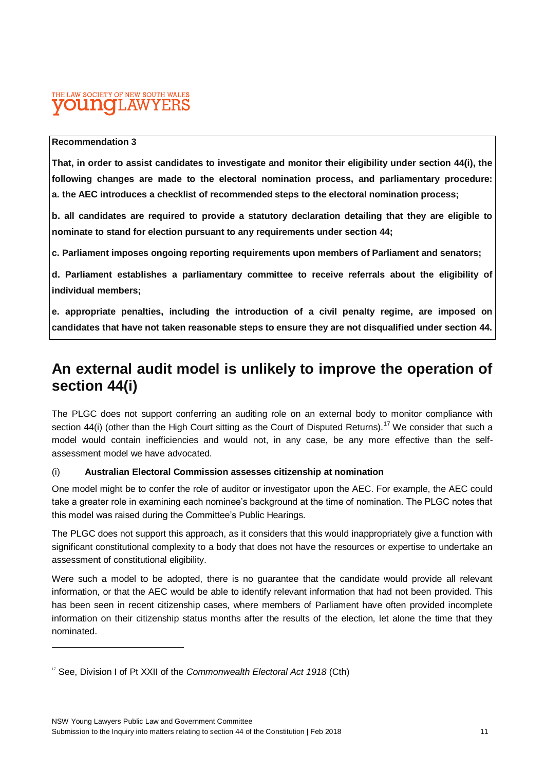**Recommendation 3**

**That, in order to assist candidates to investigate and monitor their eligibility under section 44(i), the following changes are made to the electoral nomination process, and parliamentary procedure:**
**a. the AEC introduces a checklist of recommended steps to the electoral nomination process;**

**b. all candidates are required to provide a statutory declaration detailing that they are eligible to nominate to stand for election pursuant to any requirements under section 44;**

**c. Parliament imposes ongoing reporting requirements upon members of Parliament and senators;**

**d. Parliament establishes a parliamentary committee to receive referrals about the eligibility of individual members;**

**e. appropriate penalties, including the introduction of a civil penalty regime, are imposed on candidates that have not taken reasonable steps to ensure they are not disqualified under section 44.**

## An external audit model is unlikely to improve the operation of section 44(i)

The PLGC does not support conferring an auditing role on an external body to monitor compliance with section 44(i) (other than the High Court sitting as the Court of Disputed Returns).[17] We consider that such a model would contain inefficiencies and would not, in any case, be any more effective than the self-assessment model we have advocated.

### (i) Australian Electoral Commission assesses citizenship at nomination

One model might be to confer the role of auditor or investigator upon the AEC. For example, the AEC could take a greater role in examining each nominee's background at the time of nomination. The PLGC notes that this model was raised during the Committee's Public Hearings.

The PLGC does not support this approach, as it considers that this would inappropriately give a function with significant constitutional complexity to a body that does not have the resources or expertise to undertake an assessment of constitutional eligibility.

Were such a model to be adopted, there is no guarantee that the candidate would provide all relevant information, or that the AEC would be able to identify relevant information that had not been provided. This has been seen in recent citizenship cases, where members of Parliament have often provided incomplete information on their citizenship status months after the results of the election, let alone the time that they nominated.

---

[17] See, Division I of Pt XXII of the *Commonwealth Electoral Act 1918* (Cth)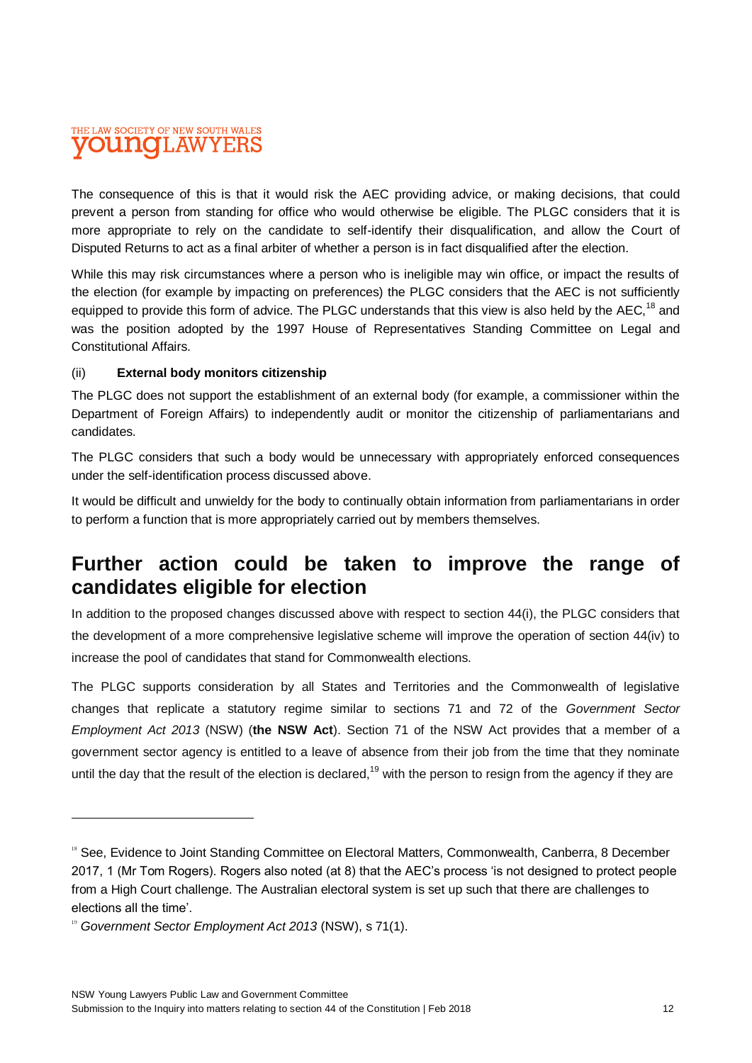The consequence of this is that it would risk the AEC providing advice, or making decisions, that could prevent a person from standing for office who would otherwise be eligible. The PLGC considers that it is more appropriate to rely on the candidate to self-identify their disqualification, and allow the Court of Disputed Returns to act as a final arbiter of whether a person is in fact disqualified after the election.

While this may risk circumstances where a person who is ineligible may win office, or impact the results of the election (for example by impacting on preferences) the PLGC considers that the AEC is not sufficiently equipped to provide this form of advice. The PLGC understands that this view is also held by the AEC,[18] and was the position adopted by the 1997 House of Representatives Standing Committee on Legal and Constitutional Affairs.

(ii) **External body monitors citizenship**

The PLGC does not support the establishment of an external body (for example, a commissioner within the Department of Foreign Affairs) to independently audit or monitor the citizenship of parliamentarians and candidates.

The PLGC considers that such a body would be unnecessary with appropriately enforced consequences under the self-identification process discussed above.

It would be difficult and unwieldy for the body to continually obtain information from parliamentarians in order to perform a function that is more appropriately carried out by members themselves.

## Further action could be taken to improve the range of candidates eligible for election

In addition to the proposed changes discussed above with respect to section 44(i), the PLGC considers that the development of a more comprehensive legislative scheme will improve the operation of section 44(iv) to increase the pool of candidates that stand for Commonwealth elections.

The PLGC supports consideration by all States and Territories and the Commonwealth of legislative changes that replicate a statutory regime similar to sections 71 and 72 of the *Government Sector Employment Act 2013* (NSW) (**the NSW Act**). Section 71 of the NSW Act provides that a member of a government sector agency is entitled to a leave of absence from their job from the time that they nominate until the day that the result of the election is declared,[19] with the person to resign from the agency if they are

---

[18] See, Evidence to Joint Standing Committee on Electoral Matters, Commonwealth, Canberra, 8 December 2017, 1 (Mr Tom Rogers). Rogers also noted (at 8) that the AEC's process 'is not designed to protect people from a High Court challenge. The Australian electoral system is set up such that there are challenges to elections all the time'.

[19] *Government Sector Employment Act 2013* (NSW), s 71(1).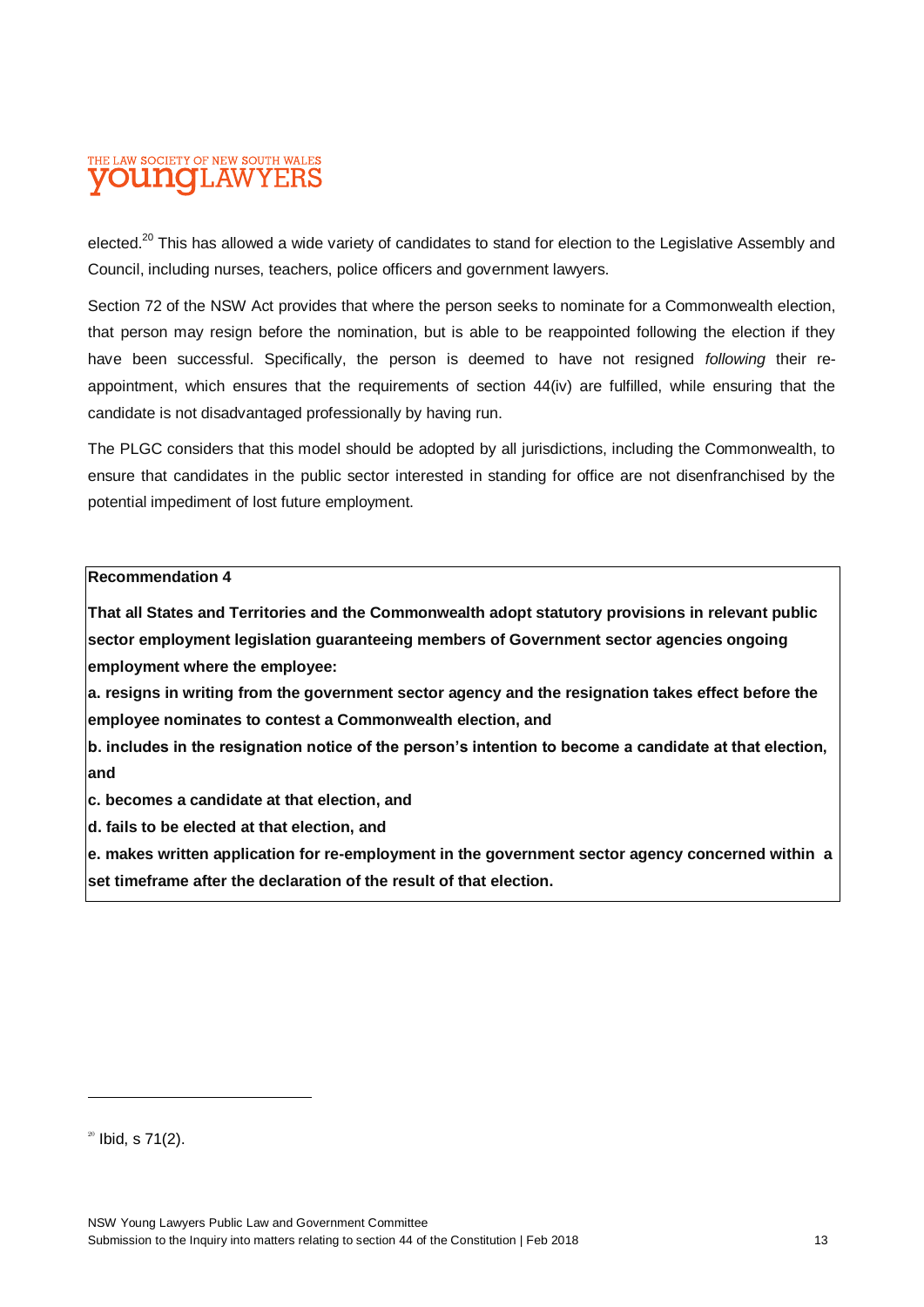elected.[20] This has allowed a wide variety of candidates to stand for election to the Legislative Assembly and Council, including nurses, teachers, police officers and government lawyers.

Section 72 of the NSW Act provides that where the person seeks to nominate for a Commonwealth election, that person may resign before the nomination, but is able to be reappointed following the election if they have been successful. Specifically, the person is deemed to have not resigned *following* their re-appointment, which ensures that the requirements of section 44(iv) are fulfilled, while ensuring that the candidate is not disadvantaged professionally by having run.

The PLGC considers that this model should be adopted by all jurisdictions, including the Commonwealth, to ensure that candidates in the public sector interested in standing for office are not disenfranchised by the potential impediment of lost future employment.

**Recommendation 4**

**That all States and Territories and the Commonwealth adopt statutory provisions in relevant public sector employment legislation guaranteeing members of Government sector agencies ongoing employment where the employee:**

**a. resigns in writing from the government sector agency and the resignation takes effect before the employee nominates to contest a Commonwealth election, and**

**b. includes in the resignation notice of the person's intention to become a candidate at that election, and**

**c. becomes a candidate at that election, and**

**d. fails to be elected at that election, and**

**e. makes written application for re-employment in the government sector agency concerned within a set timeframe after the declaration of the result of that election.**

---

[20] Ibid, s 71(2).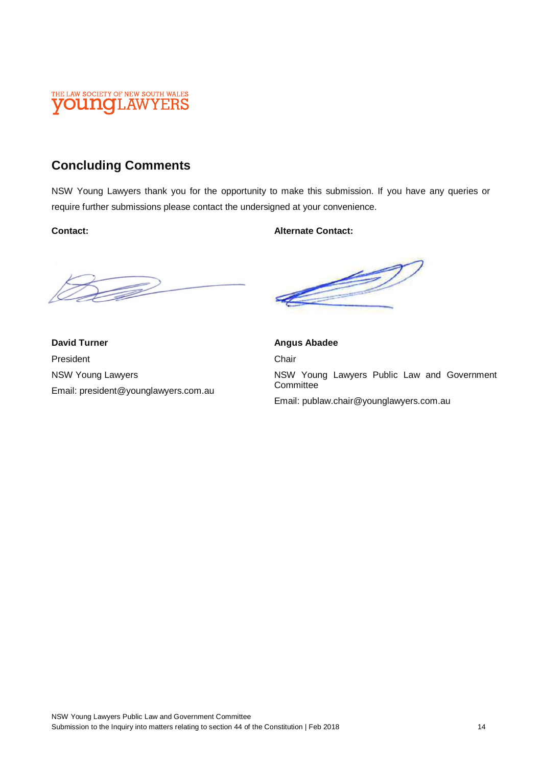## Concluding Comments

NSW Young Lawyers thank you for the opportunity to make this submission. If you have any queries or require further submissions please contact the undersigned at your convenience.

**Contact:**

**David Turner**
President
NSW Young Lawyers
Email: president@younglawyers.com.au

**Alternate Contact:**

**Angus Abadee**
Chair
NSW Young Lawyers Public Law and Government Committee
Email: publaw.chair@younglawyers.com.au